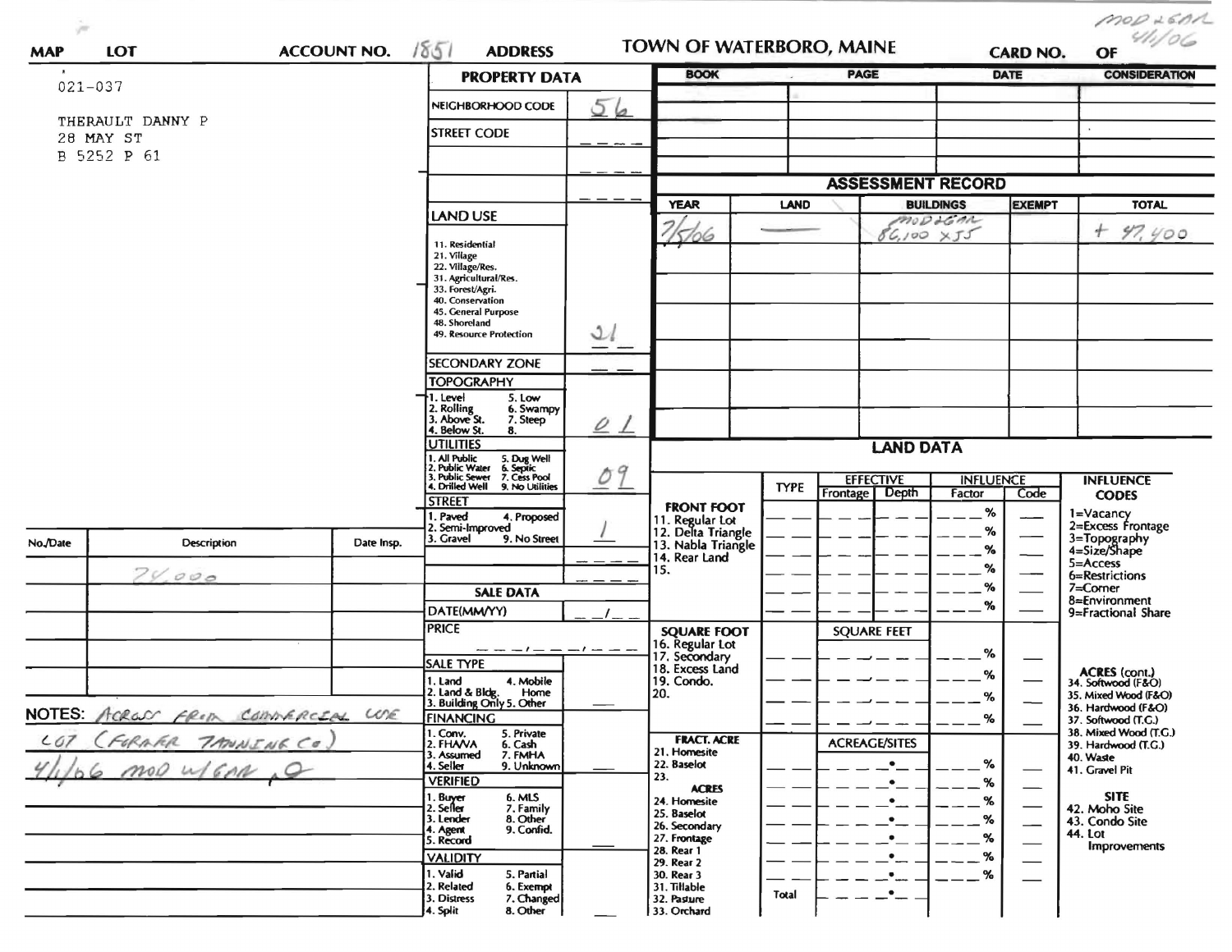MOD + GAR 4/1/06

**MAP** **LOT** **ACCOUNT NO.** 1851 **ADDRESS** **TOWN OF WATERBORO, MAINE** **CARD NO.** **OF**

021-037

THERAULT DANNY P
28 MAY ST
B 5252 P 61

## PROPERTY DATA

| | |
|---|---|
| NEIGHBORHOOD CODE | 56 |
| STREET CODE | |
| LAND USE (11. Residential, 21. Village, 22. Village/Res., 31. Agricultural/Res., 33. Forest/Agri., 40. Conservation, 45. General Purpose, 48. Shoreland, 49. Resource Protection) | 21 |
| SECONDARY ZONE | |
| TOPOGRAPHY (1. Level, 2. Rolling, 3. Above St., 4. Below St., 5. Low, 6. Swampy, 7. Steep, 8.) | 01 |
| UTILITIES (1. All Public, 2. Public Water, 3. Public Sewer, 4. Drilled Well, 5. Dug Well, 6. Septic, 7. Cess Pool, 9. No Utilities) | 09 |
| STREET (1. Paved, 2. Semi-Improved, 3. Gravel, 4. Proposed, 9. No Street) | 1 |

## SALE DATA

| | |
|---|---|
| DATE(MM/YY) | |
| PRICE | |
| SALE TYPE (1. Land, 2. Land & Bldg., 3. Building Only, 4. Mobile Home, 5. Other) | |
| FINANCING (1. Conv., 2. FHA/VA, 3. Assumed, 4. Seller, 5. Private, 6. Cash, 7. FMHA, 9. Unknown) | |
| VERIFIED (1. Buyer, 2. Seller, 3. Lender, 4. Agent, 5. Record, 6. MLS, 7. Family, 8. Other, 9. Confid.) | |
| VALIDITY (1. Valid, 2. Related, 3. Distress, 4. Split, 5. Partial, 6. Exempt, 7. Changed, 8. Other) | |

| BOOK | PAGE | DATE | CONSIDERATION |
|---|---|---|---|
| | | | |

## ASSESSMENT RECORD

| YEAR | LAND | BUILDINGS | EXEMPT | TOTAL |
|---|---|---|---|---|
| 7/5/06 | —— | MOD + GAR 86,100 x 55 | | + 47,400 |

| No./Date | Description | Date Insp. |
|---|---|---|
| | 28,000 | |

NOTES: ACROSS FROM COMMERCIAL USE LOT (FORMER TANNING Co.)
4/1/06 MOD w/GAR

## LAND DATA

| | TYPE | EFFECTIVE Frontage | EFFECTIVE Depth | INFLUENCE Factor | INFLUENCE Code |
|---|---|---|---|---|---|
| FRONT FOOT (11. Regular Lot, 12. Delta Triangle, 13. Nabla Triangle, 14. Rear Land, 15.) | | | | % | |
| SQUARE FOOT (16. Regular Lot, 17. Secondary, 18. Excess Land, 19. Condo., 20.) | | SQUARE FEET | | % | |
| FRACT. ACRE (21. Homesite, 22. Baselot, 23.) | | ACREAGE/SITES | | % | |
| ACRES (24. Homesite, 25. Baselot, 26. Secondary, 27. Frontage, 28. Rear 1, 29. Rear 2, 30. Rear 3, 31. Tillable, 32. Pasture, 33. Orchard) | Total | | | % | |

**INFLUENCE CODES**
1=Vacancy
2=Excess Frontage
3=Topography
4=Size/Shape
5=Access
6=Restrictions
7=Corner
8=Environment
9=Fractional Share

**ACRES (cont.)**
34. Softwood (F&O)
35. Mixed Wood (F&O)
36. Hardwood (F&O)
37. Softwood (T.G.)
38. Mixed Wood (T.G.)
39. Hardwood (T.G.)
40. Waste
41. Gravel Pit

**SITE**
42. Moho Site
43. Condo Site
44. Lot Improvements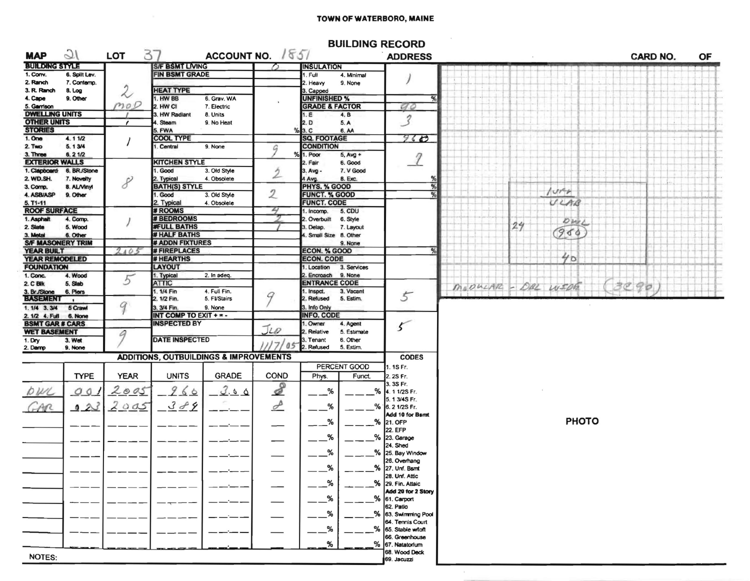**TOWN OF WATERBORO, MAINE**

## BUILDING RECORD

**MAP** 21 **LOT** 37 **ACCOUNT NO.** 1851 **ADDRESS** **CARD NO.** **OF**

| | | | | | |
|---|---|---|---|---|---|
| **BUILDING STYLE** 1. Conv. 2. Ranch 3. R. Ranch 4. Cape 5. Garrison 6. Split Lev. 7. Contemp. 8. Log 9. Other | 2 MOD | **S/F BSMT LIVING** | 0 | **INSULATION** 1. Full 2. Heavy 3. Capped 4. Minimal 9. None | 1 |
| **DWELLING UNITS** | 1 | **FIN BSMT GRADE** | | **UNFINISHED %** | % |
| **OTHER UNITS** | 1 | **HEAT TYPE** 1. HW BB 2. HW CI 3. HW Radiant 4. Steam 5. FWA 6. Grav. WA 7. Electric 8. Units 9. No Heat | % | **GRADE & FACTOR** 1. E 2. D 3. C 4. B 5. A 6. AA | 90 3 |
| **STORIES** 1. One 2. Two 3. Three 4. 1 1/2 5. 1 3/4 6. 2 1/2 | 1 | **COOL TYPE** 1. Central 9. None | 9 % | **SQ. FOOTAGE** | 960 |
| **EXTERIOR WALLS** 1. Clapboard 2. WD.SH. 3. Comp. 4. ASB/ASP 5. T1-11 6. BR./Stone 7. Novelty 8. AL/Vinyl 9. Other | 8 | **KITCHEN STYLE** 1. Good 2. Typical 3. Old Style 4. Obsolete | 2 | **CONDITION** 1. Poor 2. Fair 3. Avg - 4 Avg. 5. Avg + 6. Good 7. V Good 8. Exc. | 7 |
| | | **BATH(S) STYLE** 1. Good 2. Typical 3. Old Style 4. Obsolete | 2 | **PHYS. % GOOD** | % |
| | | | | **FUNCT. % GOOD** | % |
| **ROOF SURFACE** 1. Asphalt 2. Slate 3. Metal 4. Comp. 5. Wood 6. Other | 1 | **# ROOMS** | 4 | **FUNCT. CODE** 1. Incomp. 2. Overbuilt 3. Delap. 4. Small Size 5. CDU 6. Style 7. Layout 8. Other 9. None | |
| | | **# BEDROOMS** | 2 | | |
| | | **#FULL BATHS** | 1 | | |
| | | **# HALF BATHS** | | | |
| **S/F MASONERY TRIM** | | **# ADDN FIXTURES** | | | |
| **YEAR BUILT** | 2005 | **# FIREPLACES** | | **ECON. % GOOD** | % |
| **YEAR REMODELED** | | **# HEARTHS** | | **ECON. CODE** 1. Location 2. Encroach 3. Services 9. None | |
| **FOUNDATION** 1. Conc. 2. C Blk 3. Br./Stone 4. Wood 5. Slab 6. Piers | 5 | **LAYOUT** 1. Typical 2. In adeq. | | | |
| **BASEMENT** 1. 1/4 2. 1/2 3. 3/4 4. Full 5 Crawl 6. None | 9 | **ATTIC** 1. 1/4 Fin 2. 1/2 Fin. 3. 3/4 Fin. 4. Full Fin. 5. Fl/Stairs 9. None | 9 | **ENTRANCE CODE** 1. Inspct. 2. Refused 3. Info Only 4. Vacant 5. Estim. | 5 |
| **BSMT GAR # CARS** | | **INT COMP TO EXIT + = -** | | **INFO. CODE** 1. Owner 2. Relative 3. Tenant 4. Agent 5. Estimate 6. Other | 5 |
| **WET BASEMENT** 1. Dry 2. Damp 3. Wet 9. None | 9 | **INSPECTED BY** | JLD | | |
| | | **DATE INSPECTED** | 1/17/05 | 2. Refused 5. Estim. | |

Sketch: 1UFT SLAB, DWL (960), 24 x 40, MODULAR - DBL WIDE (3090)

### ADDITIONS, OUTBUILDINGS & IMPROVEMENTS

| | TYPE | YEAR | UNITS | GRADE | COND | PERCENT GOOD Phys. | PERCENT GOOD Funct. |
|---|---|---|---|---|---|---|---|
| DWL | 001 | 2005 | 960 | 3.00 | 8 | % | % |
| GAR | 023 | 2005 | 384 | | 8 | % | % |
| | | | | | | % | % |
| | | | | | | % | % |
| | | | | | | % | % |
| | | | | | | % | % |
| | | | | | | % | % |
| | | | | | | % | % |
| | | | | | | % | % |
| | | | | | | % | % |
| | | | | | | % | % |

**CODES**
1. 1S Fr.
2. 2S Fr.
3. 3S Fr.
4. 1 1/2S Fr.
5. 1 3/4S Fr.
6. 2 1/2S Fr.
Add 10 for Bsmt
21. OFP
22. EFP
23. Garage
24. Shed
25. Bay Window
26. Overhang
27. Unf. Bsmt
28. Unf. Attic
29. Fin. Attaic
Add 20 for 2 Story
61. Carport
62. Patio
63. Swimming Pool
64. Tennis Court
65. Stable w/loft
66. Greenhouse
67. Natatorium
68. Wood Deck
69. Jacuzzi

**NOTES:**

**PHOTO**